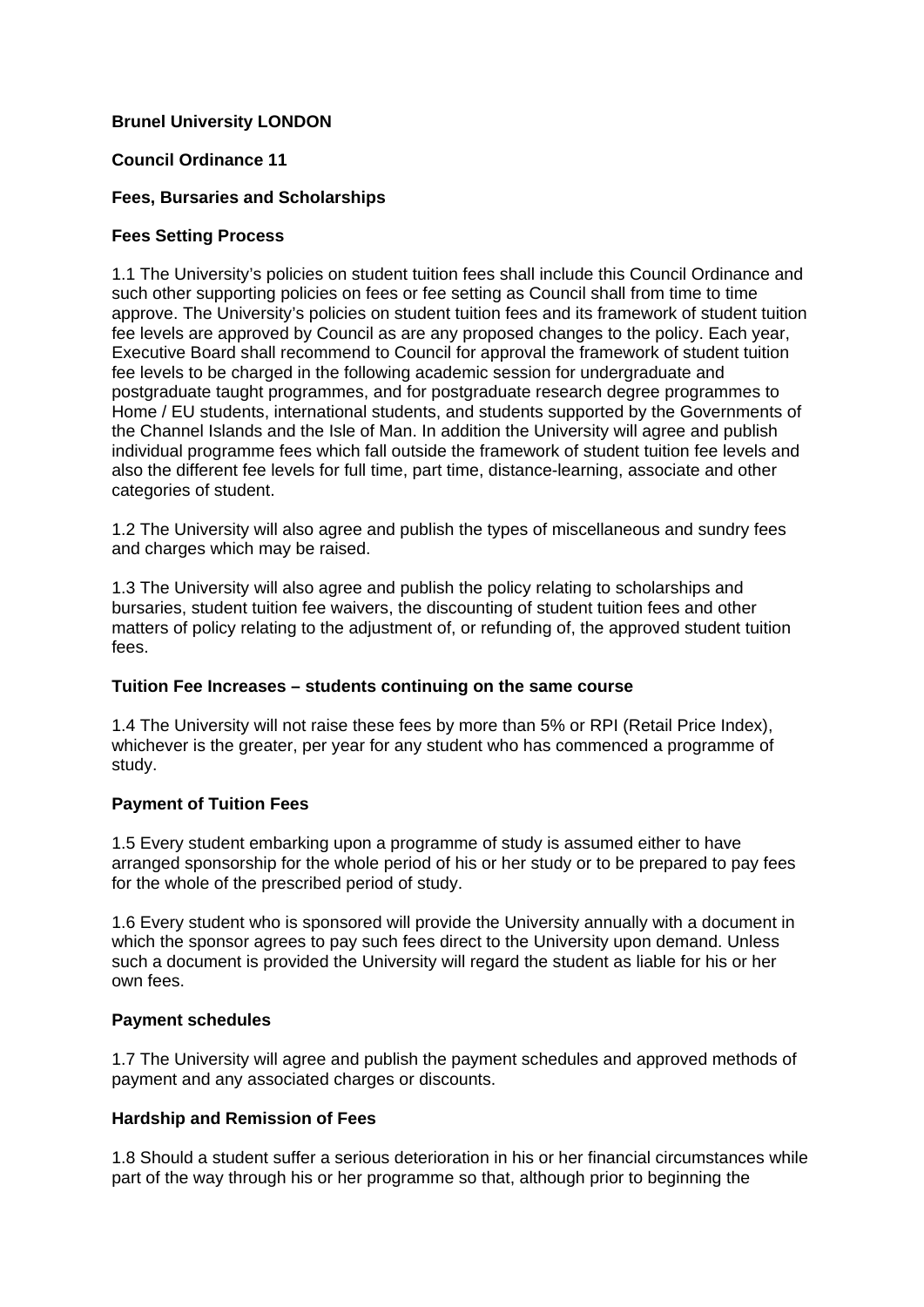**Brunel University LONDON**

**Council Ordinance 11**

**Fees, Bursaries and Scholarships**

**Fees Setting Process**

1.1 The University's policies on student tuition fees shall include this Council Ordinance and such other supporting policies on fees or fee setting as Council shall from time to time approve. The University's policies on student tuition fees and its framework of student tuition fee levels are approved by Council as are any proposed changes to the policy. Each year, Executive Board shall recommend to Council for approval the framework of student tuition fee levels to be charged in the following academic session for undergraduate and postgraduate taught programmes, and for postgraduate research degree programmes to Home / EU students, international students, and students supported by the Governments of the Channel Islands and the Isle of Man. In addition the University will agree and publish individual programme fees which fall outside the framework of student tuition fee levels and also the different fee levels for full time, part time, distance-learning, associate and other categories of student.

1.2 The University will also agree and publish the types of miscellaneous and sundry fees and charges which may be raised.

1.3 The University will also agree and publish the policy relating to scholarships and bursaries, student tuition fee waivers, the discounting of student tuition fees and other matters of policy relating to the adjustment of, or refunding of, the approved student tuition fees.

**Tuition Fee Increases – students continuing on the same course**

1.4 The University will not raise these fees by more than 5% or RPI (Retail Price Index), whichever is the greater, per year for any student who has commenced a programme of study.

**Payment of Tuition Fees**

1.5 Every student embarking upon a programme of study is assumed either to have arranged sponsorship for the whole period of his or her study or to be prepared to pay fees for the whole of the prescribed period of study.

1.6 Every student who is sponsored will provide the University annually with a document in which the sponsor agrees to pay such fees direct to the University upon demand. Unless such a document is provided the University will regard the student as liable for his or her own fees.

**Payment schedules**

1.7 The University will agree and publish the payment schedules and approved methods of payment and any associated charges or discounts.

**Hardship and Remission of Fees**

1.8 Should a student suffer a serious deterioration in his or her financial circumstances while part of the way through his or her programme so that, although prior to beginning the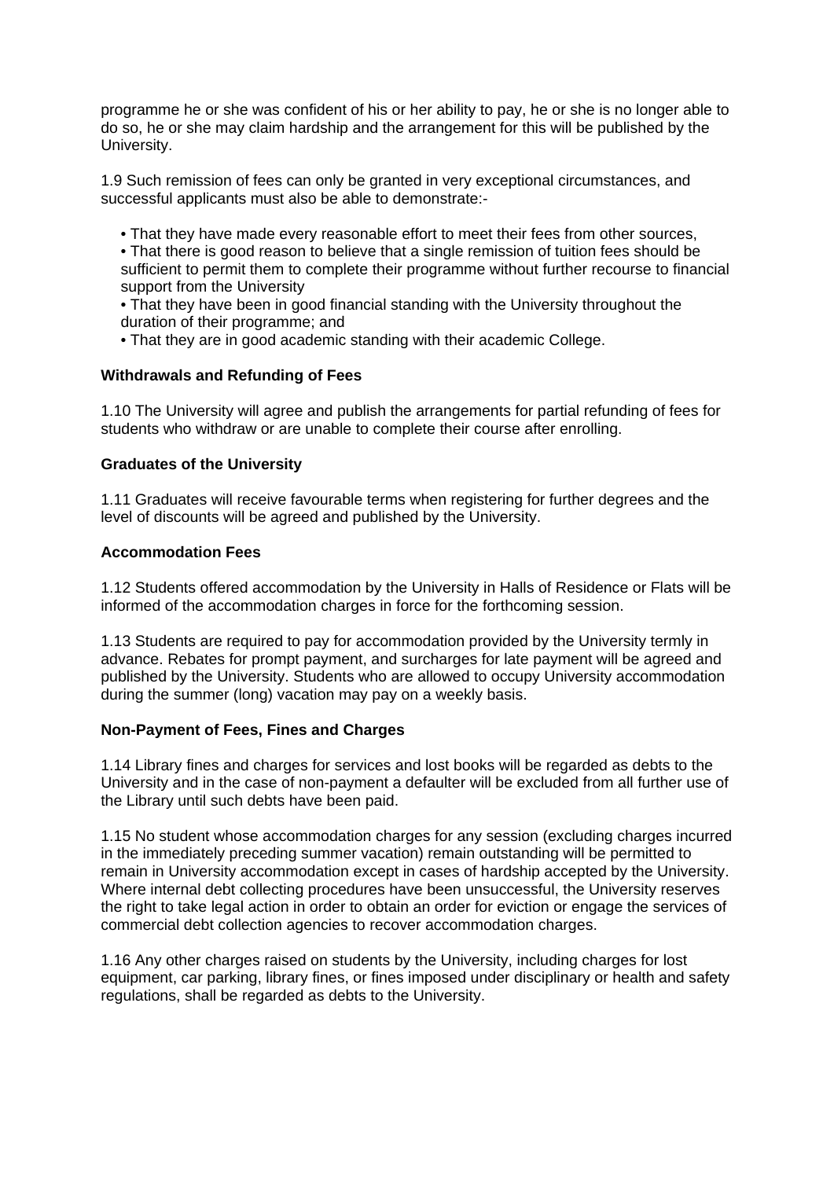programme he or she was confident of his or her ability to pay, he or she is no longer able to do so, he or she may claim hardship and the arrangement for this will be published by the University.

1.9 Such remission of fees can only be granted in very exceptional circumstances, and successful applicants must also be able to demonstrate:-

- That they have made every reasonable effort to meet their fees from other sources,
- That there is good reason to believe that a single remission of tuition fees should be sufficient to permit them to complete their programme without further recourse to financial support from the University
- That they have been in good financial standing with the University throughout the duration of their programme; and
- That they are in good academic standing with their academic College.

**Withdrawals and Refunding of Fees**

1.10 The University will agree and publish the arrangements for partial refunding of fees for students who withdraw or are unable to complete their course after enrolling.

**Graduates of the University**

1.11 Graduates will receive favourable terms when registering for further degrees and the level of discounts will be agreed and published by the University.

**Accommodation Fees**

1.12 Students offered accommodation by the University in Halls of Residence or Flats will be informed of the accommodation charges in force for the forthcoming session.

1.13 Students are required to pay for accommodation provided by the University termly in advance. Rebates for prompt payment, and surcharges for late payment will be agreed and published by the University. Students who are allowed to occupy University accommodation during the summer (long) vacation may pay on a weekly basis.

**Non-Payment of Fees, Fines and Charges**

1.14 Library fines and charges for services and lost books will be regarded as debts to the University and in the case of non-payment a defaulter will be excluded from all further use of the Library until such debts have been paid.

1.15 No student whose accommodation charges for any session (excluding charges incurred in the immediately preceding summer vacation) remain outstanding will be permitted to remain in University accommodation except in cases of hardship accepted by the University. Where internal debt collecting procedures have been unsuccessful, the University reserves the right to take legal action in order to obtain an order for eviction or engage the services of commercial debt collection agencies to recover accommodation charges.

1.16 Any other charges raised on students by the University, including charges for lost equipment, car parking, library fines, or fines imposed under disciplinary or health and safety regulations, shall be regarded as debts to the University.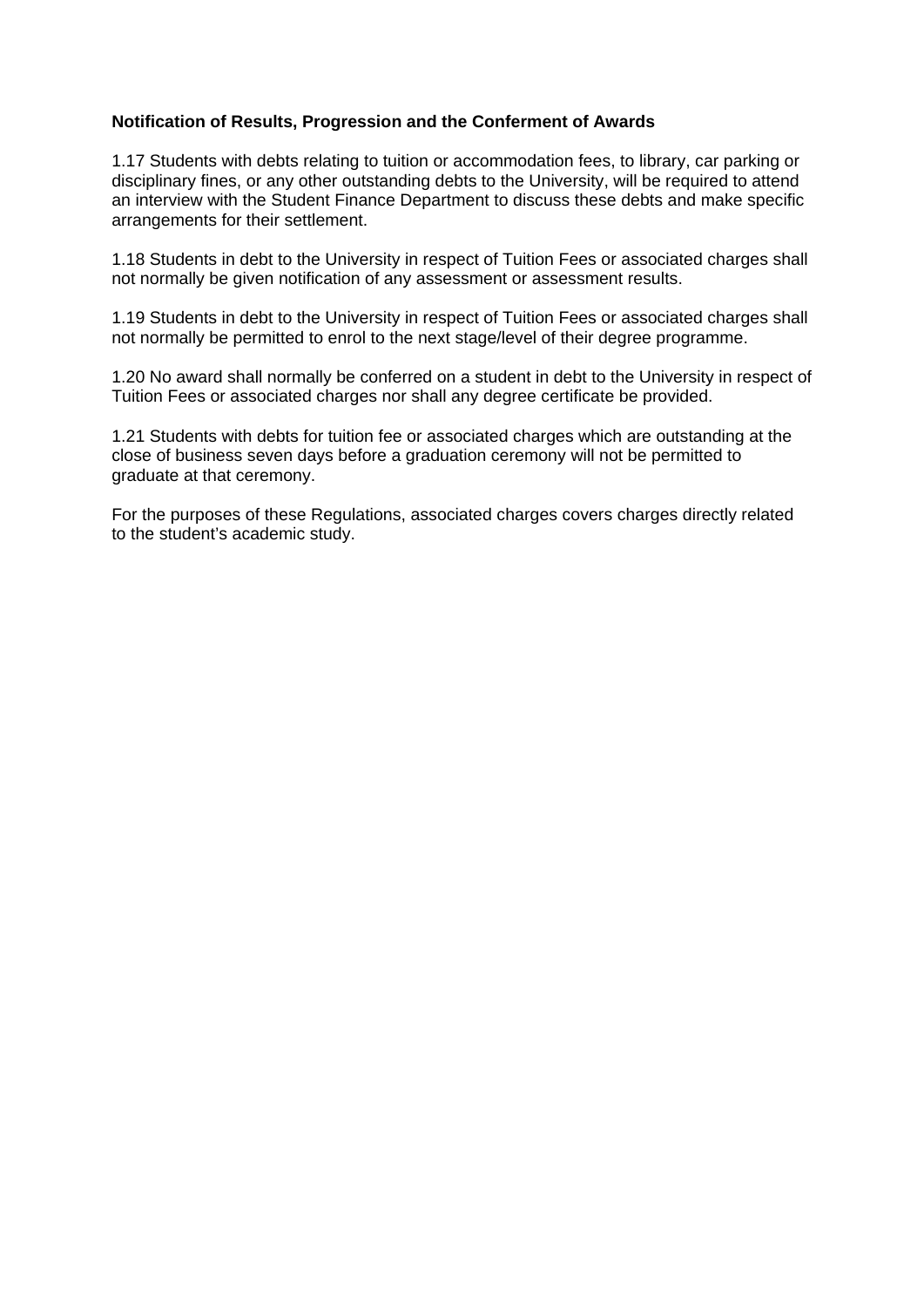**Notification of Results, Progression and the Conferment of Awards**

1.17 Students with debts relating to tuition or accommodation fees, to library, car parking or disciplinary fines, or any other outstanding debts to the University, will be required to attend an interview with the Student Finance Department to discuss these debts and make specific arrangements for their settlement.

1.18 Students in debt to the University in respect of Tuition Fees or associated charges shall not normally be given notification of any assessment or assessment results.

1.19 Students in debt to the University in respect of Tuition Fees or associated charges shall not normally be permitted to enrol to the next stage/level of their degree programme.

1.20 No award shall normally be conferred on a student in debt to the University in respect of Tuition Fees or associated charges nor shall any degree certificate be provided.

1.21 Students with debts for tuition fee or associated charges which are outstanding at the close of business seven days before a graduation ceremony will not be permitted to graduate at that ceremony.

For the purposes of these Regulations, associated charges covers charges directly related to the student's academic study.